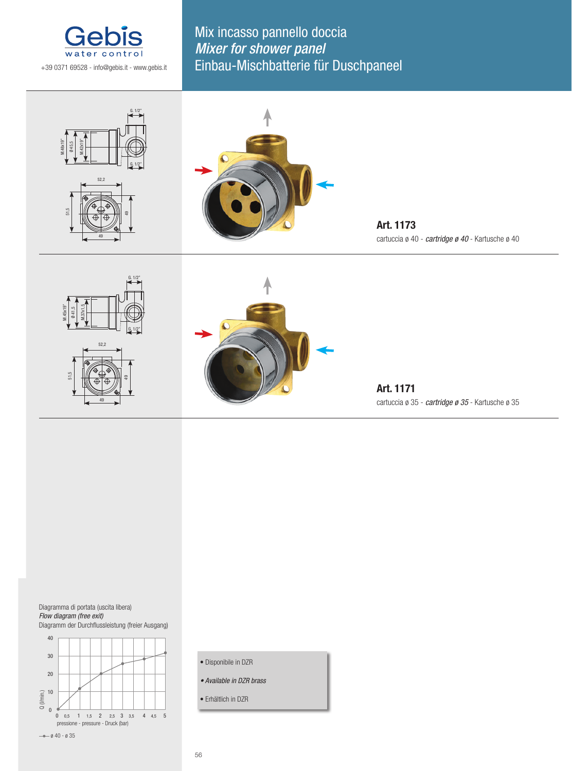Gebis
water control

+39 0371 69528 - info@gebis.it - www.gebis.it

# Mix incasso pannello doccia
# *Mixer for shower panel*
# Einbau-Mischbatterie für Duschpaneel

**Art. 1173**

cartuccia ø 40 - *cartridge ø 40* - Kartusche ø 40

**Art. 1171**

cartuccia ø 35 - *cartridge ø 35* - Kartusche ø 35

Diagramma di portata (uscita libera)
*Flow diagram (free exit)*
Diagramm der Durchflussleistung (freier Ausgang)

Q (l/min.)

pressione - pressure - Druck (bar)

ø 40 - ø 35

- Disponibile in DZR
- *Available in DZR brass*
- Erhältlich in DZR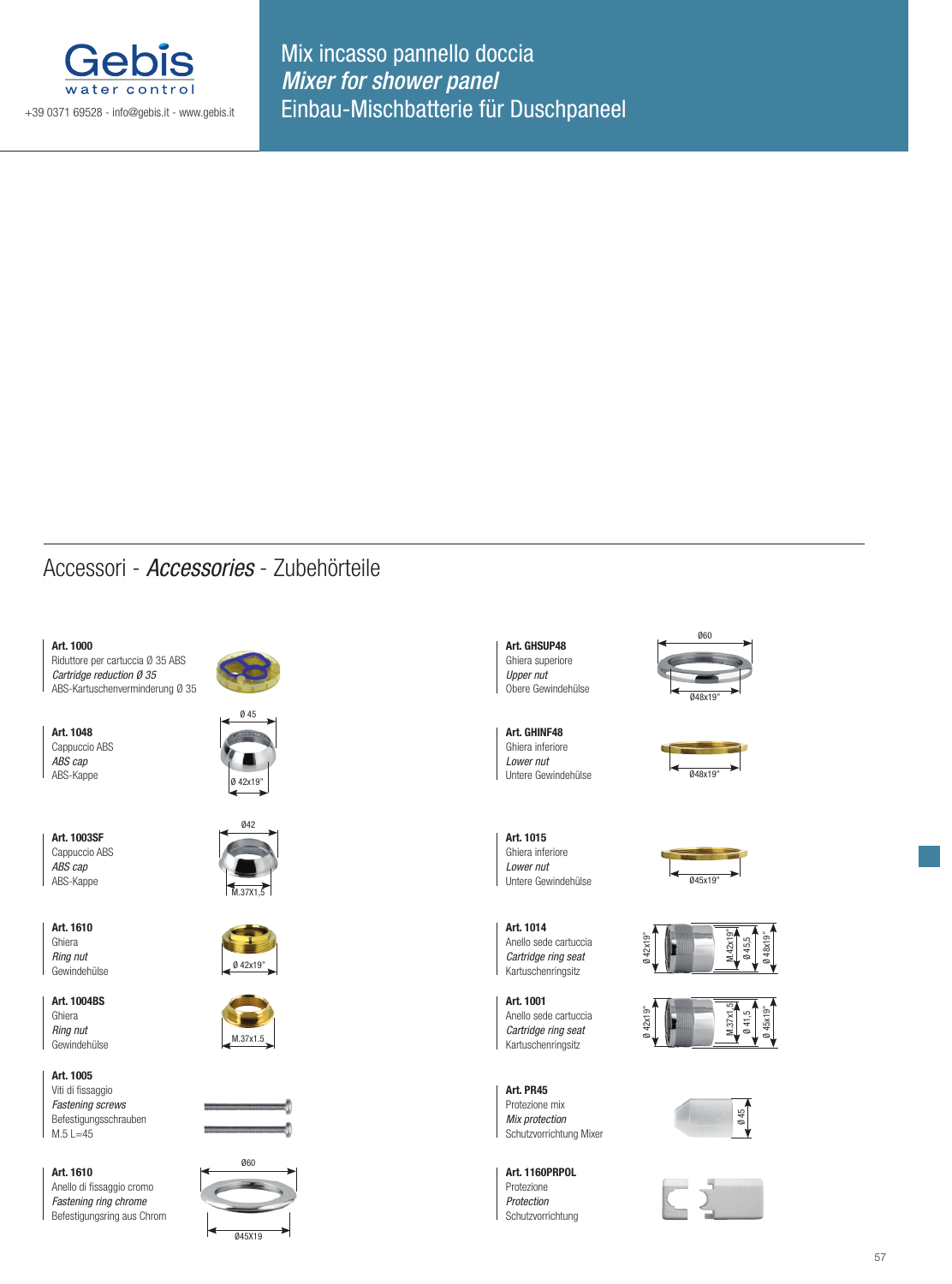# Mix incasso pannello doccia

*Mixer for shower panel*

Einbau-Mischbatterie für Duschpaneel

## Accessori - *Accessories* - Zubehörteile

**Art. 1000**
Riduttore per cartuccia Ø 35 ABS
*Cartridge reduction Ø 35*
ABS-Kartuschenverminderung Ø 35

**Art. 1048**
Cappuccio ABS
*ABS cap*
ABS-Kappe

Ø 45
Ø 42x19"

**Art. 1003SF**
Cappuccio ABS
*ABS cap*
ABS-Kappe

Ø42
M.37X1,5

**Art. 1610**
Ghiera
*Ring nut*
Gewindehülse

Ø 42x19"

**Art. 1004BS**
Ghiera
*Ring nut*
Gewindehülse

M.37x1.5

**Art. 1005**
Viti di fissaggio
*Fastening screws*
Befestigungsschrauben
M.5 L=45

**Art. 1610**
Anello di fissaggio cromo
*Fastening ring chrome*
Befestigungsring aus Chrom

Ø60
Ø45X19

**Art. GHSUP48**
Ghiera superiore
*Upper nut*
Obere Gewindehülse

Ø60
Ø48x19"

**Art. GHINF48**
Ghiera inferiore
*Lower nut*
Untere Gewindehülse

Ø48x19"

**Art. 1015**
Ghiera inferiore
*Lower nut*
Untere Gewindehülse

Ø45x19"

**Art. 1014**
Anello sede cartuccia
*Cartridge ring seat*
Kartuschenringsitz

Ø 42x19" — M.42x19" — Ø 45,5 — Ø 48x19"

**Art. 1001**
Anello sede cartuccia
*Cartridge ring seat*
Kartuschenringsitz

Ø 42x19" — M.37x1,5 — Ø 41,5 — Ø 45x19"

**Art. PR45**
Protezione mix
*Mix protection*
Schutzvorrichtung Mixer

Ø 45

**Art. 1160PRPOL**
Protezione
*Protection*
Schutzvorrichtung